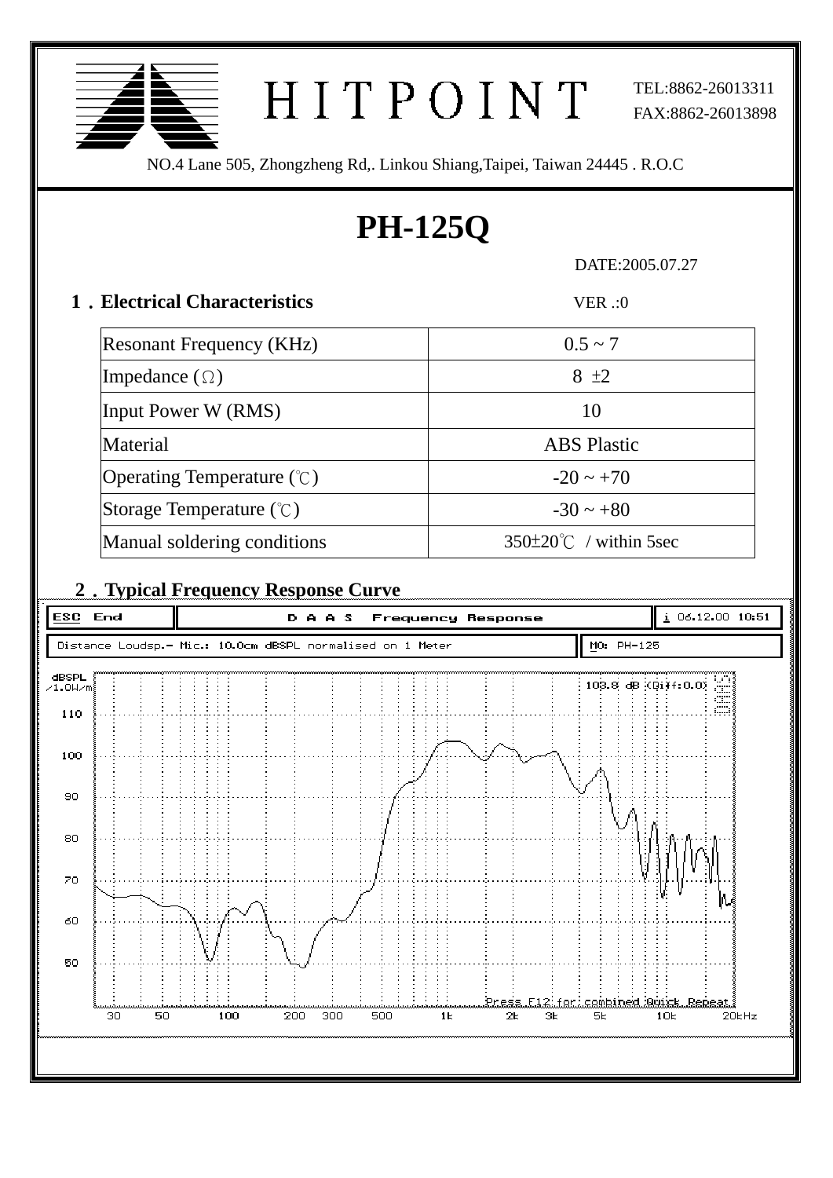HITPOINT

TEL:8862-26013311
FAX:8862-26013898

NO.4 Lane 505, Zhongzheng Rd,. Linkou Shiang,Taipei, Taiwan 24445 . R.O.C

# PH-125Q

DATE:2005.07.27

## 1．Electrical Characteristics

VER .:0

| Resonant Frequency (KHz) | 0.5 ~ 7 |
|---|---|
| Impedance (Ω) | 8 ±2 |
| Input Power W (RMS) | 10 |
| Material | ABS Plastic |
| Operating Temperature (℃) | -20 ~ +70 |
| Storage Temperature (℃) | -30 ~ +80 |
| Manual soldering conditions | 350±20℃ / within 5sec |

## 2．Typical Frequency Response Curve

ESC End | D A A S Frequency Response | i 06.12.00 10:51

Distance Loudsp.- Mic.: 10.0cm dBSPL normalised on 1 Meter | MO: PH-125

dBSPL /1.0W/m

103.8 dB (Diff:0.0)

Press F12 for combined Quick Repeat

30 50 100 200 300 500 1k 2k 3k 5k 10k 20kHz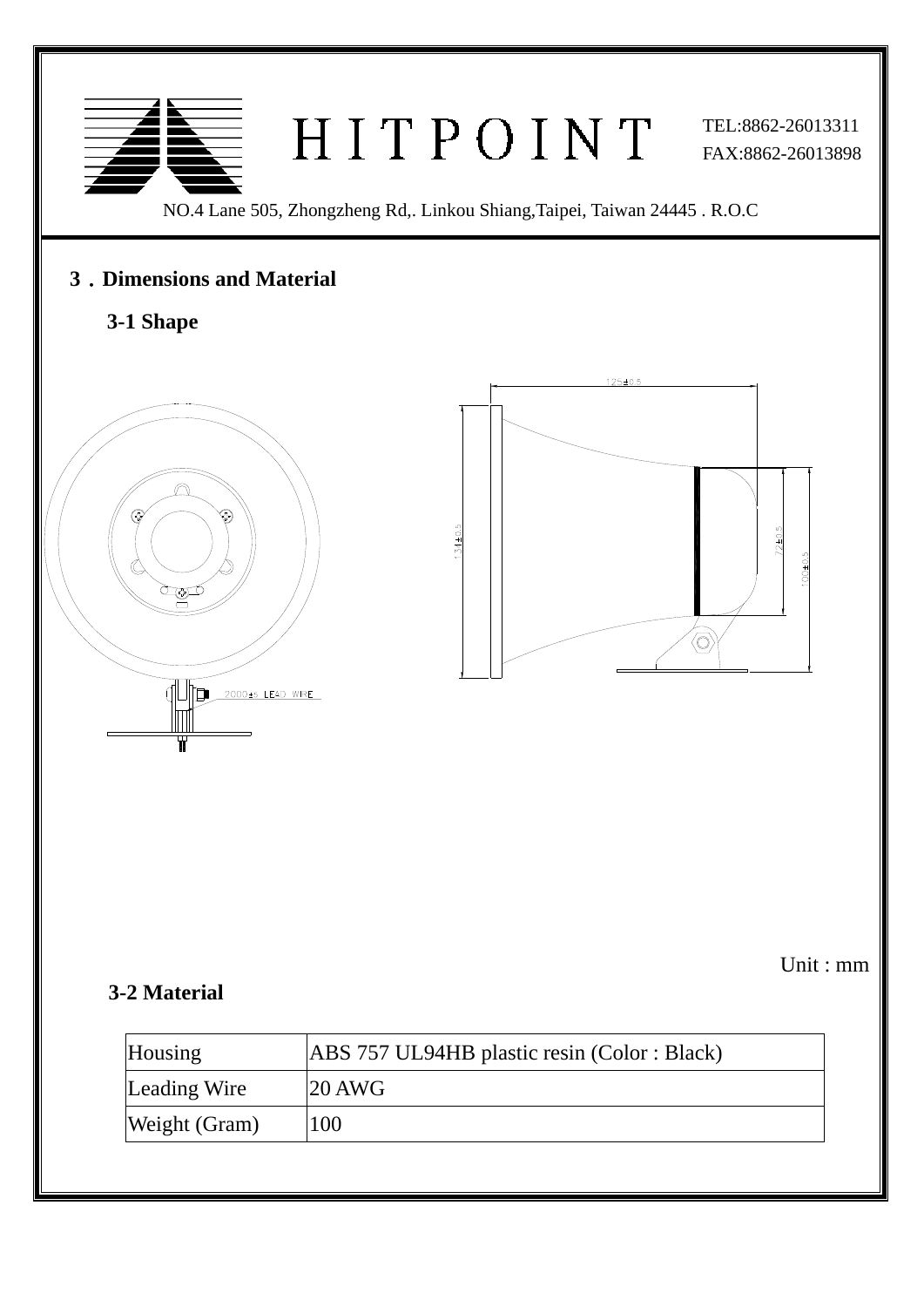HITPOINT

TEL:8862-26013311
FAX:8862-26013898

NO.4 Lane 505, Zhongzheng Rd,. Linkou Shiang,Taipei, Taiwan 24445 . R.O.C

## 3．Dimensions and Material

### 3-1 Shape

125±0.5

134±0.5

72±0.5

100±0.5

2000±5 LEAD WIRE

Unit : mm

### 3-2 Material

| Housing | ABS 757 UL94HB plastic resin (Color : Black) |
|---|---|
| Leading Wire | 20 AWG |
| Weight (Gram) | 100 |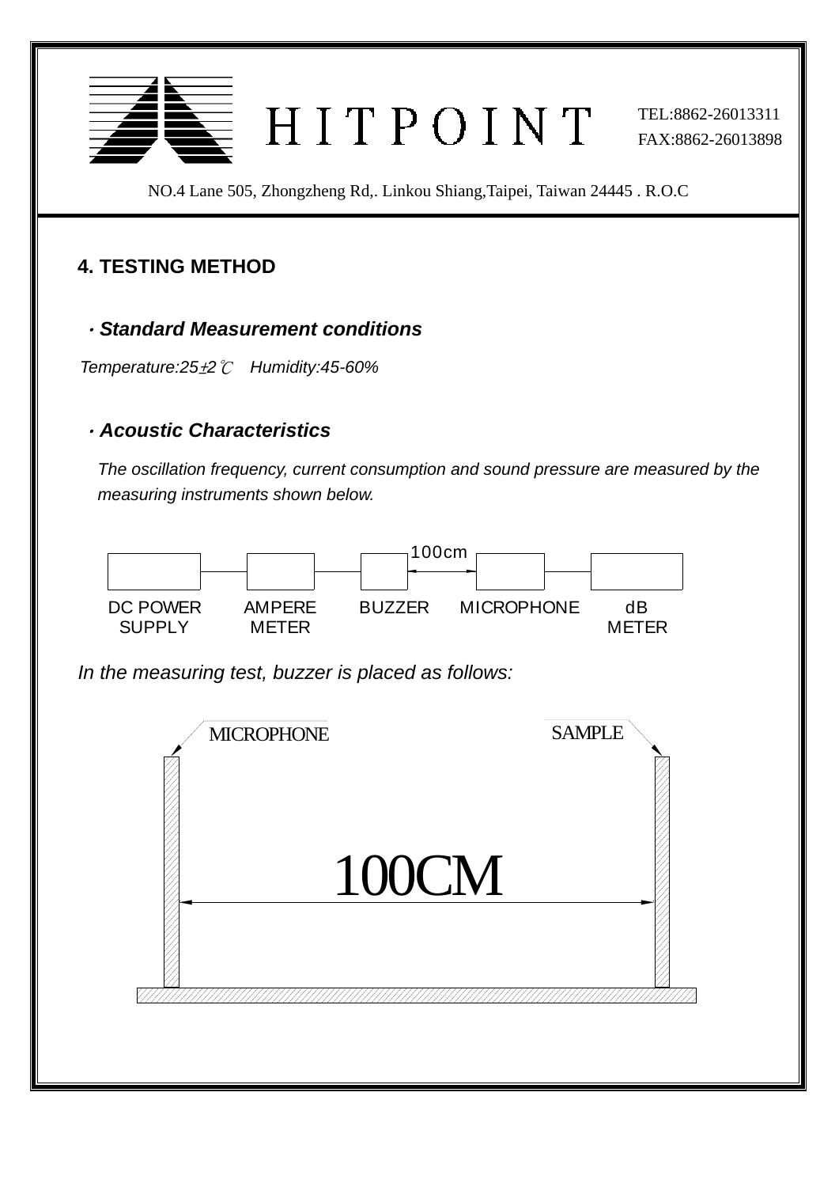# 4. TESTING METHOD

### · *Standard Measurement conditions*

*Temperature:25±2℃　Humidity:45-60%*

### · *Acoustic Characteristics*

*The oscillation frequency, current consumption and sound pressure are measured by the measuring instruments shown below.*

100cm

DC POWER SUPPLY　AMPERE METER　BUZZER　MICROPHONE　dB METER

*In the measuring test, buzzer is placed as follows:*

MICROPHONE　SAMPLE

100CM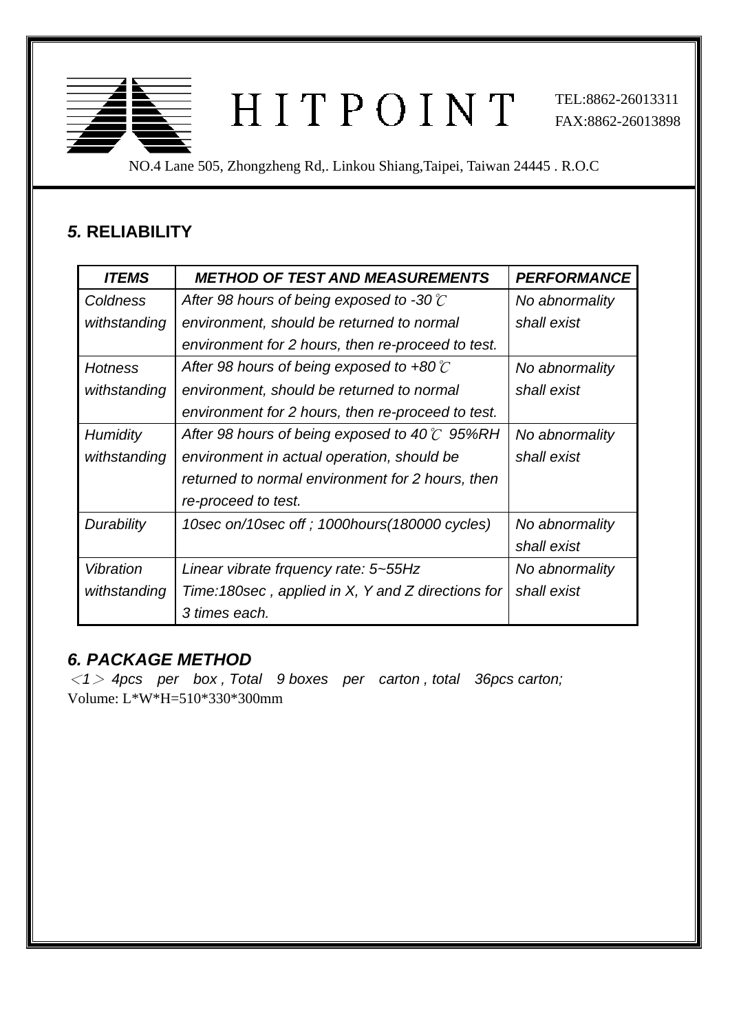HITPOINT

TEL:8862-26013311
FAX:8862-26013898

NO.4 Lane 505, Zhongzheng Rd,. Linkou Shiang,Taipei, Taiwan 24445 . R.O.C

## *5.* RELIABILITY

| *ITEMS* | *METHOD OF TEST AND MEASUREMENTS* | *PERFORMANCE* |
|---|---|---|
| *Coldness withstanding* | *After 98 hours of being exposed to -30℃ environment, should be returned to normal environment for 2 hours, then re-proceed to test.* | *No abnormality shall exist* |
| *Hotness withstanding* | *After 98 hours of being exposed to +80℃ environment, should be returned to normal environment for 2 hours, then re-proceed to test.* | *No abnormality shall exist* |
| *Humidity withstanding* | *After 98 hours of being exposed to 40℃ 95%RH environment in actual operation, should be returned to normal environment for 2 hours, then re-proceed to test.* | *No abnormality shall exist* |
| *Durability* | *10sec on/10sec off ; 1000hours(180000 cycles)* | *No abnormality shall exist* |
| *Vibration withstanding* | *Linear vibrate frquency rate: 5~55Hz Time:180sec , applied in X, Y and Z directions for 3 times each.* | *No abnormality shall exist* |

## *6. PACKAGE METHOD*

*＜1＞ 4pcs per box , Total 9 boxes per carton , total 36pcs carton;*
Volume: L*W*H=510*330*300mm